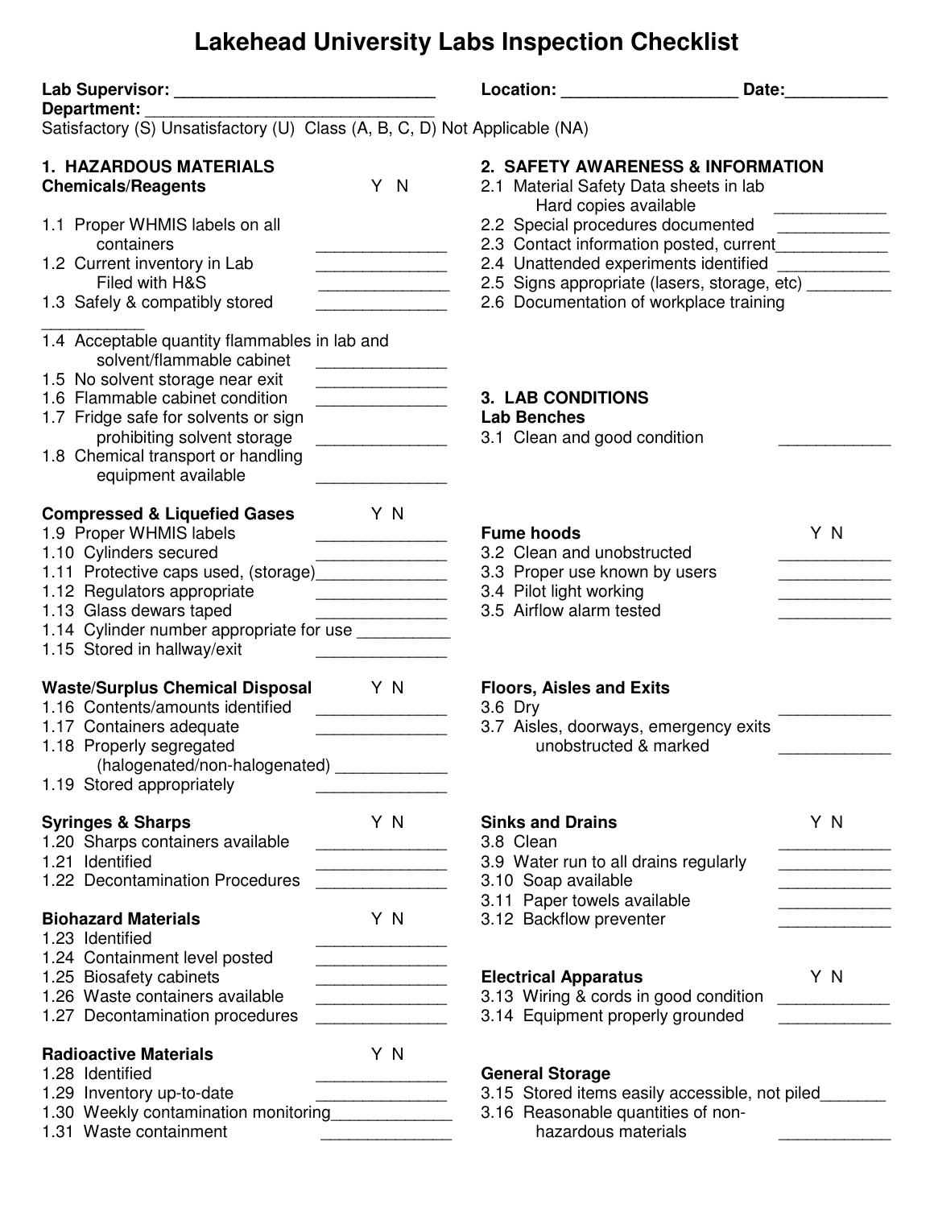# Lakehead University Labs Inspection Checklist

**Lab Supervisor:** _____________________________ **Location:** ___________________ **Date:** ___________

**Department:** ________________________________

Satisfactory (S) Unsatisfactory (U) Class (A, B, C, D) Not Applicable (NA)

## 1. HAZARDOUS MATERIALS

**Chemicals/Reagents** Y N

1.1 Proper WHMIS labels on all containers ______________

1.2 Current inventory in Lab ______________
Filed with H&S ______________

1.3 Safely & compatibly stored ______________

___________

1.4 Acceptable quantity flammables in lab and solvent/flammable cabinet ______________

1.5 No solvent storage near exit ______________

1.6 Flammable cabinet condition ______________

1.7 Fridge safe for solvents or sign prohibiting solvent storage ______________

1.8 Chemical transport or handling equipment available ______________

**Compressed & Liquefied Gases** Y N

1.9 Proper WHMIS labels ______________

1.10 Cylinders secured ______________

1.11 Protective caps used, (storage)______________

1.12 Regulators appropriate ______________

1.13 Glass dewars taped ______________

1.14 Cylinder number appropriate for use __________

1.15 Stored in hallway/exit ______________

**Waste/Surplus Chemical Disposal** Y N

1.16 Contents/amounts identified ______________

1.17 Containers adequate ______________

1.18 Properly segregated (halogenated/non-halogenated) ____________

1.19 Stored appropriately ______________

**Syringes & Sharps** Y N

1.20 Sharps containers available ______________

1.21 Identified ______________

1.22 Decontamination Procedures ______________

**Biohazard Materials** Y N

1.23 Identified ______________

1.24 Containment level posted ______________

1.25 Biosafety cabinets ______________

1.26 Waste containers available ______________

1.27 Decontamination procedures ______________

**Radioactive Materials** Y N

1.28 Identified ______________

1.29 Inventory up-to-date ______________

1.30 Weekly contamination monitoring_____________

1.31 Waste containment ______________

## 2. SAFETY AWARENESS & INFORMATION

2.1 Material Safety Data sheets in lab
Hard copies available ____________

2.2 Special procedures documented ____________

2.3 Contact information posted, current____________

2.4 Unattended experiments identified ____________

2.5 Signs appropriate (lasers, storage, etc) _________

2.6 Documentation of workplace training

## 3. LAB CONDITIONS

**Lab Benches**

3.1 Clean and good condition ____________

**Fume hoods** Y N

3.2 Clean and unobstructed ____________

3.3 Proper use known by users ____________

3.4 Pilot light working ____________

3.5 Airflow alarm tested ____________

**Floors, Aisles and Exits**

3.6 Dry ____________

3.7 Aisles, doorways, emergency exits unobstructed & marked ____________

**Sinks and Drains** Y N

3.8 Clean ____________

3.9 Water run to all drains regularly ____________

3.10 Soap available ____________

3.11 Paper towels available ____________

3.12 Backflow preventer ____________

**Electrical Apparatus** Y N

3.13 Wiring & cords in good condition ____________

3.14 Equipment properly grounded ____________

**General Storage**

3.15 Stored items easily accessible, not piled_______

3.16 Reasonable quantities of non-hazardous materials ____________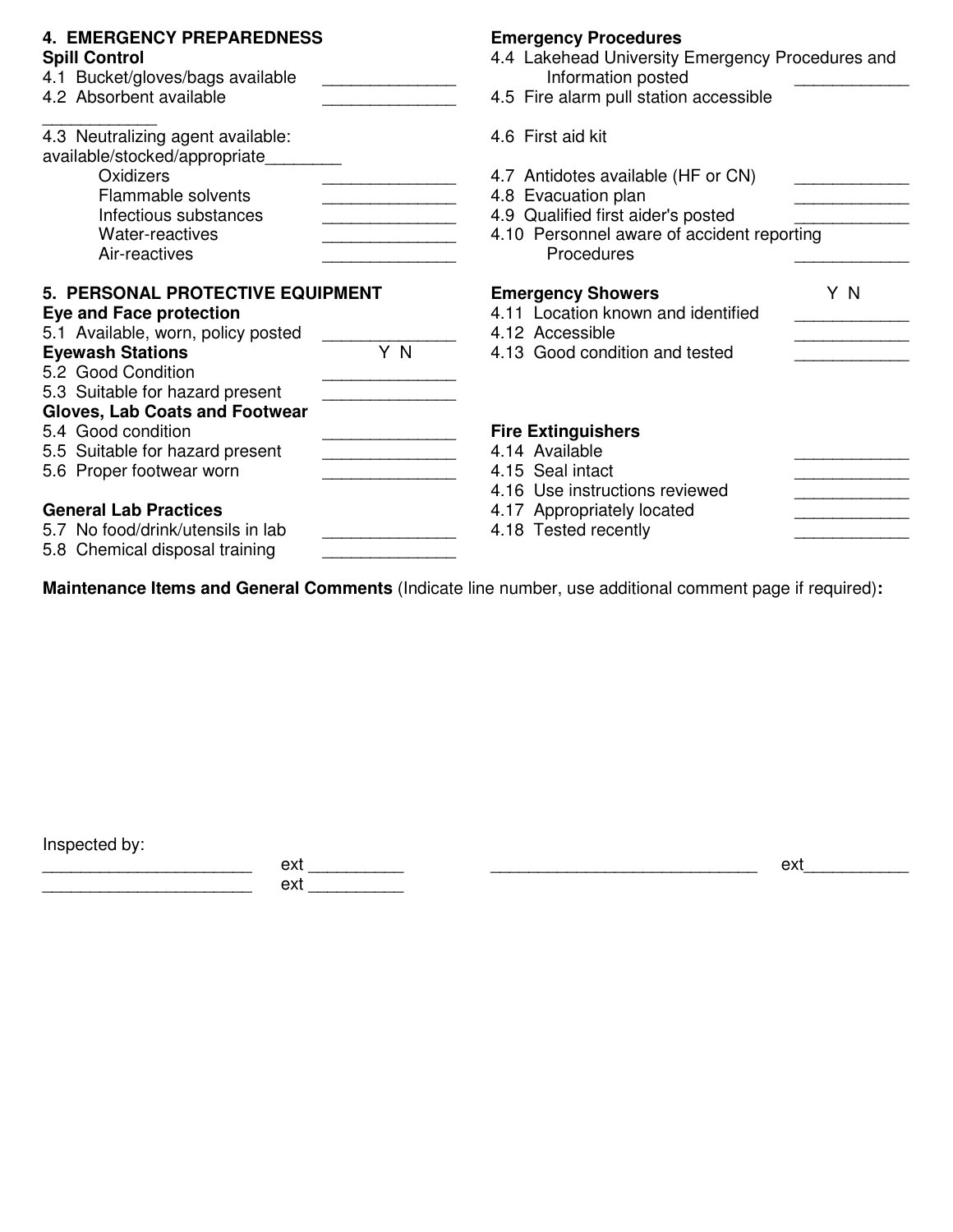## 4. EMERGENCY PREPAREDNESS

**Spill Control**

4.1 Bucket/gloves/bags available ______________

4.2 Absorbent available ______________

____________

4.3 Neutralizing agent available: available/stocked/appropriate________

- Oxidizers ______________
- Flammable solvents ______________
- Infectious substances ______________
- Water-reactives ______________
- Air-reactives ______________

**Emergency Procedures**

4.4 Lakehead University Emergency Procedures and Information posted ____________

4.5 Fire alarm pull station accessible

4.6 First aid kit

4.7 Antidotes available (HF or CN) ____________

4.8 Evacuation plan ____________

4.9 Qualified first aider's posted ____________

4.10 Personnel aware of accident reporting Procedures ____________

**Emergency Showers** Y N

4.11 Location known and identified ____________

4.12 Accessible ____________

4.13 Good condition and tested ____________

**Fire Extinguishers**

4.14 Available ____________

4.15 Seal intact ____________

4.16 Use instructions reviewed ____________

4.17 Appropriately located ____________

4.18 Tested recently ____________

## 5. PERSONAL PROTECTIVE EQUIPMENT

**Eye and Face protection**

5.1 Available, worn, policy posted ______________

**Eyewash Stations** Y N

5.2 Good Condition ______________

5.3 Suitable for hazard present ______________

**Gloves, Lab Coats and Footwear**

5.4 Good condition ______________

5.5 Suitable for hazard present ______________

5.6 Proper footwear worn ______________

**General Lab Practices**

5.7 No food/drink/utensils in lab ______________

5.8 Chemical disposal training ______________

**Maintenance Items and General Comments** (Indicate line number, use additional comment page if required)**:**

Inspected by:

______________________ ext __________ ____________________________ ext___________

______________________ ext __________